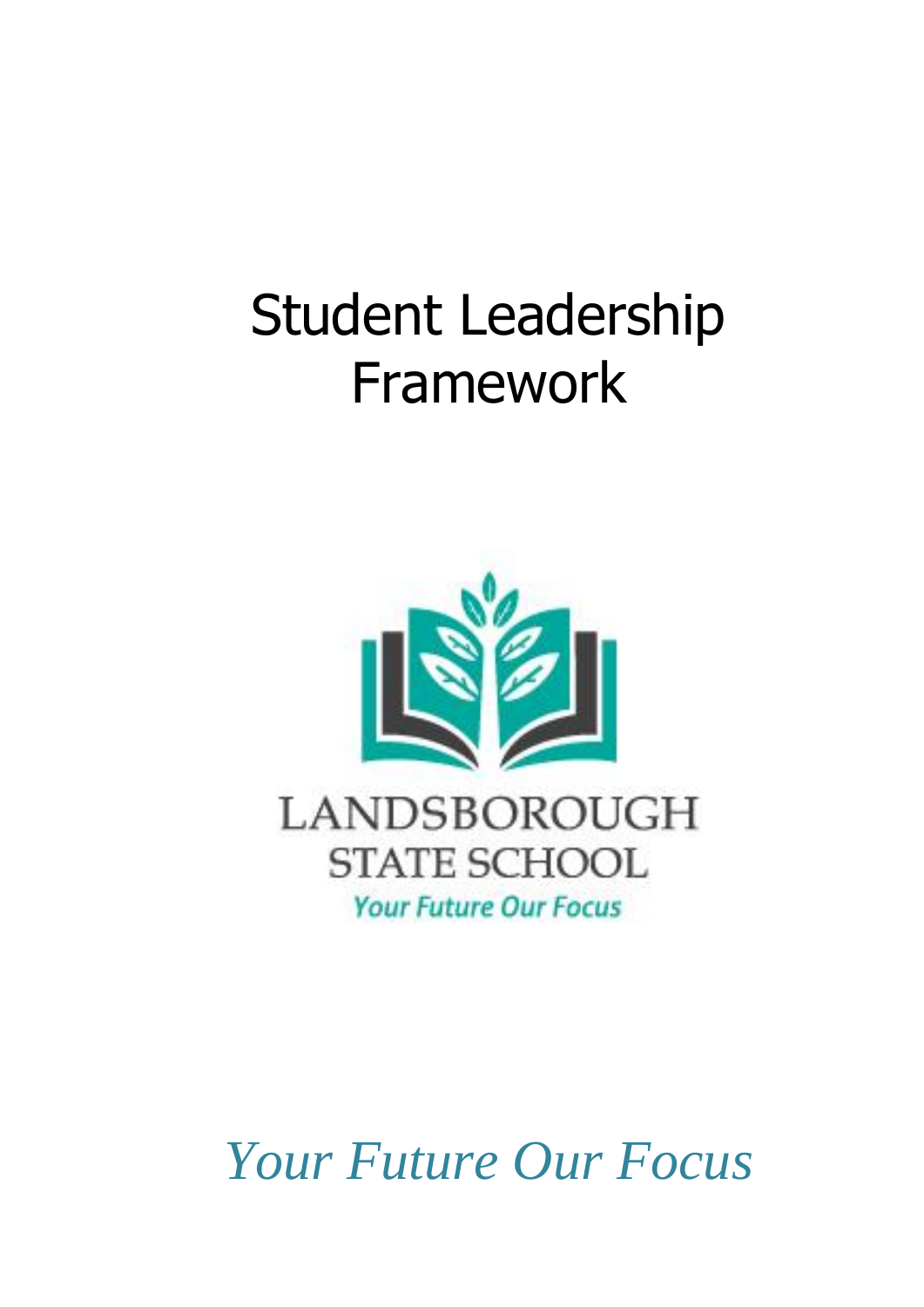# Student Leadership Framework

LANDSBOROUGH STATE SCHOOL

*Your Future Our Focus*

*Your Future Our Focus*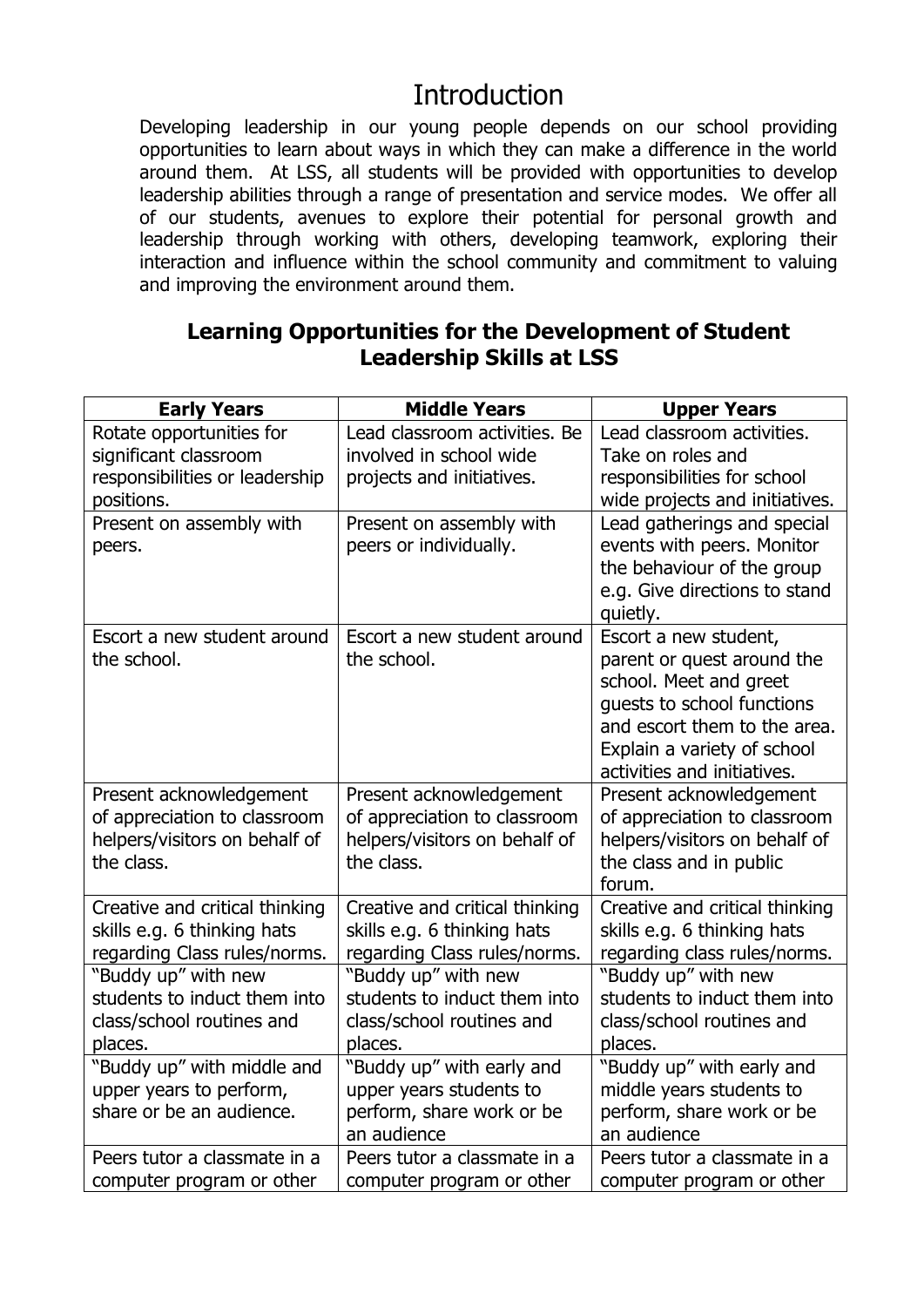# Introduction

Developing leadership in our young people depends on our school providing opportunities to learn about ways in which they can make a difference in the world around them. At LSS, all students will be provided with opportunities to develop leadership abilities through a range of presentation and service modes. We offer all of our students, avenues to explore their potential for personal growth and leadership through working with others, developing teamwork, exploring their interaction and influence within the school community and commitment to valuing and improving the environment around them.

## Learning Opportunities for the Development of Student Leadership Skills at LSS

| Early Years | Middle Years | Upper Years |
|---|---|---|
| Rotate opportunities for significant classroom responsibilities or leadership positions. | Lead classroom activities. Be involved in school wide projects and initiatives. | Lead classroom activities. Take on roles and responsibilities for school wide projects and initiatives. |
| Present on assembly with peers. | Present on assembly with peers or individually. | Lead gatherings and special events with peers. Monitor the behaviour of the group e.g. Give directions to stand quietly. |
| Escort a new student around the school. | Escort a new student around the school. | Escort a new student, parent or quest around the school. Meet and greet guests to school functions and escort them to the area. Explain a variety of school activities and initiatives. |
| Present acknowledgement of appreciation to classroom helpers/visitors on behalf of the class. | Present acknowledgement of appreciation to classroom helpers/visitors on behalf of the class. | Present acknowledgement of appreciation to classroom helpers/visitors on behalf of the class and in public forum. |
| Creative and critical thinking skills e.g. 6 thinking hats regarding Class rules/norms. | Creative and critical thinking skills e.g. 6 thinking hats regarding Class rules/norms. | Creative and critical thinking skills e.g. 6 thinking hats regarding class rules/norms. |
| "Buddy up" with new students to induct them into class/school routines and places. | "Buddy up" with new students to induct them into class/school routines and places. | "Buddy up" with new students to induct them into class/school routines and places. |
| "Buddy up" with middle and upper years to perform, share or be an audience. | "Buddy up" with early and upper years students to perform, share work or be an audience | "Buddy up" with early and middle years students to perform, share work or be an audience |
| Peers tutor a classmate in a computer program or other | Peers tutor a classmate in a computer program or other | Peers tutor a classmate in a computer program or other |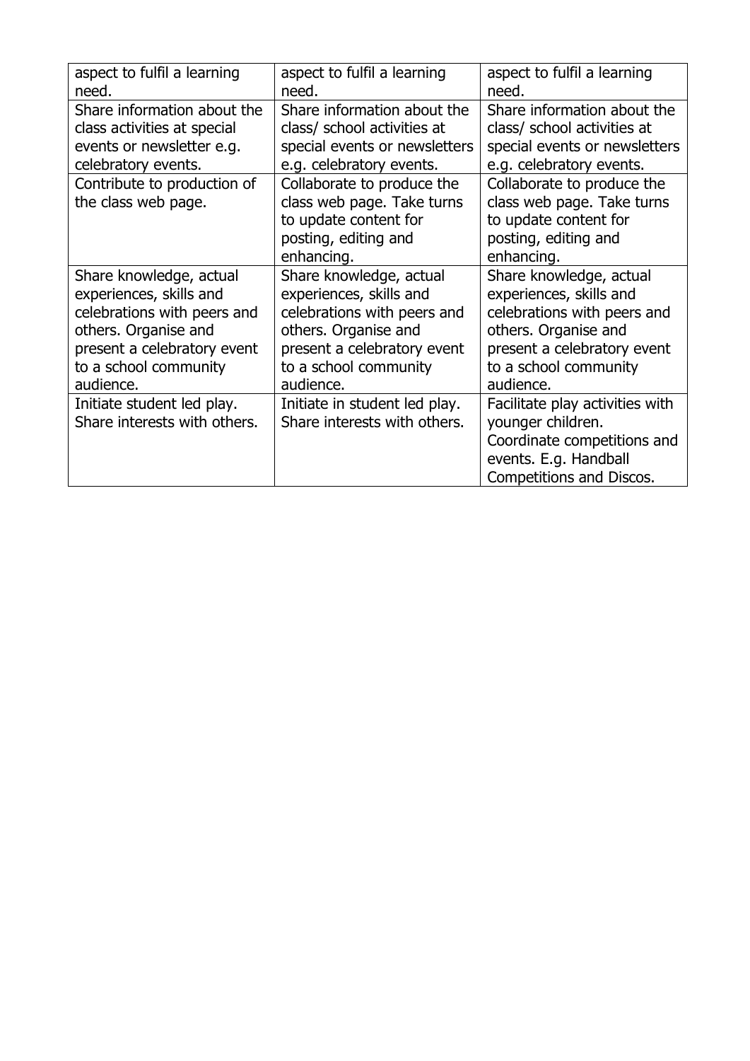| | | |
|---|---|---|
| aspect to fulfil a learning need. | aspect to fulfil a learning need. | aspect to fulfil a learning need. |
| Share information about the class activities at special events or newsletter e.g. celebratory events. | Share information about the class/ school activities at special events or newsletters e.g. celebratory events. | Share information about the class/ school activities at special events or newsletters e.g. celebratory events. |
| Contribute to production of the class web page. | Collaborate to produce the class web page. Take turns to update content for posting, editing and enhancing. | Collaborate to produce the class web page. Take turns to update content for posting, editing and enhancing. |
| Share knowledge, actual experiences, skills and celebrations with peers and others. Organise and present a celebratory event to a school community audience. | Share knowledge, actual experiences, skills and celebrations with peers and others. Organise and present a celebratory event to a school community audience. | Share knowledge, actual experiences, skills and celebrations with peers and others. Organise and present a celebratory event to a school community audience. |
| Initiate student led play. Share interests with others. | Initiate in student led play. Share interests with others. | Facilitate play activities with younger children. Coordinate competitions and events. E.g. Handball Competitions and Discos. |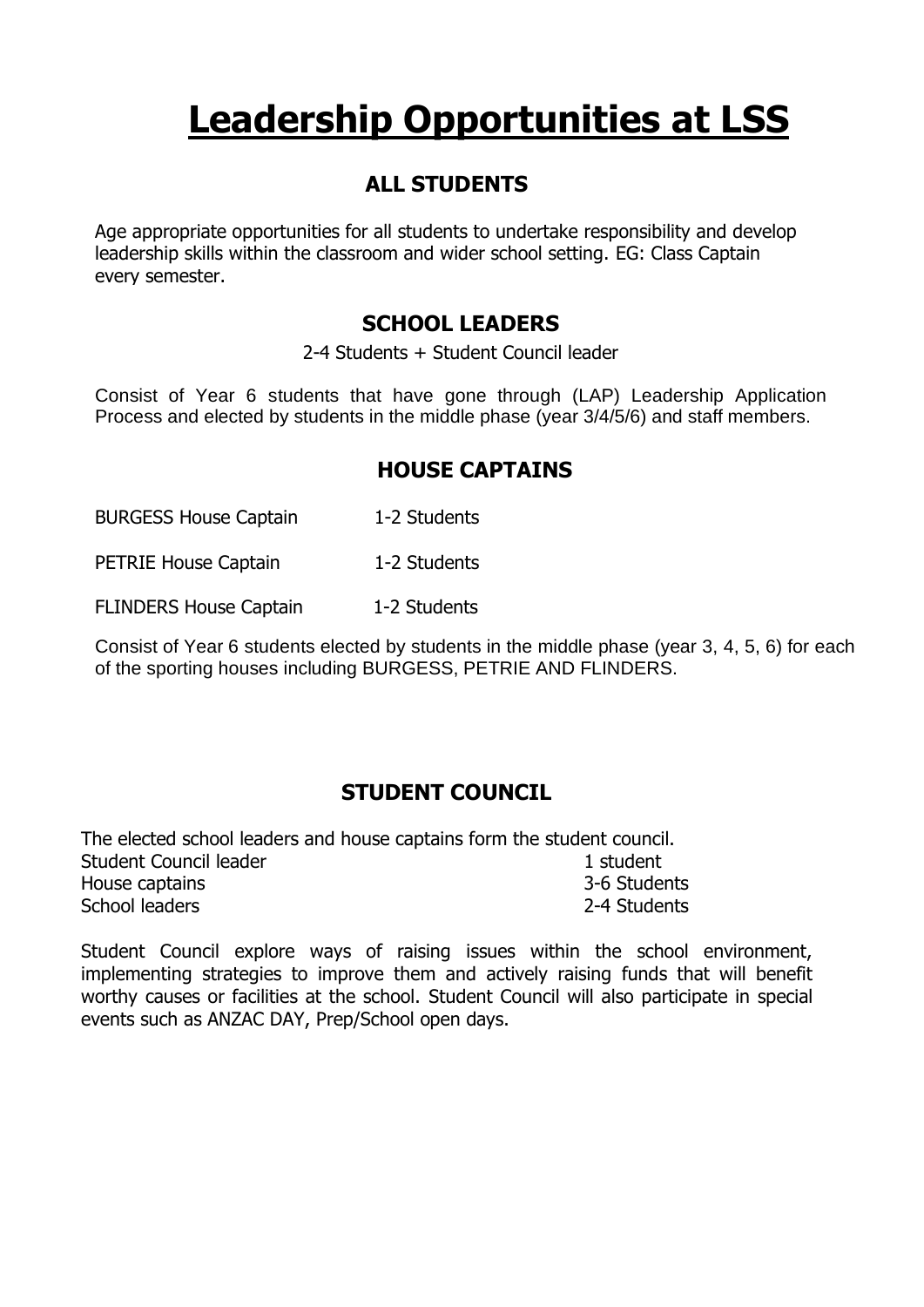# Leadership Opportunities at LSS

## ALL STUDENTS

Age appropriate opportunities for all students to undertake responsibility and develop leadership skills within the classroom and wider school setting. EG: Class Captain every semester.

## SCHOOL LEADERS

2-4 Students + Student Council leader

Consist of Year 6 students that have gone through (LAP) Leadership Application Process and elected by students in the middle phase (year 3/4/5/6) and staff members.

## HOUSE CAPTAINS

| | |
|---|---|
| BURGESS House Captain | 1-2 Students |
| PETRIE House Captain | 1-2 Students |
| FLINDERS House Captain | 1-2 Students |

Consist of Year 6 students elected by students in the middle phase (year 3, 4, 5, 6) for each of the sporting houses including BURGESS, PETRIE AND FLINDERS.

## STUDENT COUNCIL

The elected school leaders and house captains form the student council.

| | |
|---|---|
| Student Council leader | 1 student |
| House captains | 3-6 Students |
| School leaders | 2-4 Students |

Student Council explore ways of raising issues within the school environment, implementing strategies to improve them and actively raising funds that will benefit worthy causes or facilities at the school. Student Council will also participate in special events such as ANZAC DAY, Prep/School open days.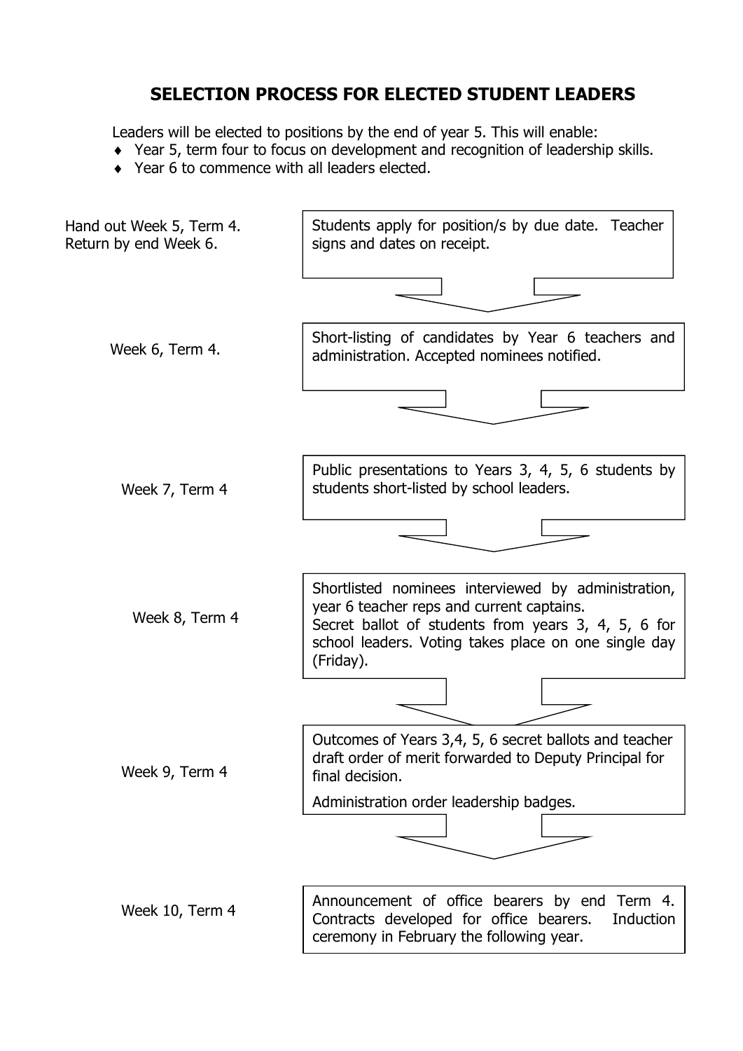## SELECTION PROCESS FOR ELECTED STUDENT LEADERS

Leaders will be elected to positions by the end of year 5. This will enable:

- Year 5, term four to focus on development and recognition of leadership skills.
- Year 6 to commence with all leaders elected.

| Timing | Step |
| --- | --- |
| Hand out Week 5, Term 4. Return by end Week 6. | Students apply for position/s by due date. Teacher signs and dates on receipt. |
| Week 6, Term 4. | Short-listing of candidates by Year 6 teachers and administration. Accepted nominees notified. |
| Week 7, Term 4 | Public presentations to Years 3, 4, 5, 6 students by students short-listed by school leaders. |
| Week 8, Term 4 | Shortlisted nominees interviewed by administration, year 6 teacher reps and current captains. Secret ballot of students from years 3, 4, 5, 6 for school leaders. Voting takes place on one single day (Friday). |
| Week 9, Term 4 | Outcomes of Years 3,4, 5, 6 secret ballots and teacher draft order of merit forwarded to Deputy Principal for final decision. Administration order leadership badges. |
| Week 10, Term 4 | Announcement of office bearers by end Term 4. Contracts developed for office bearers. Induction ceremony in February the following year. |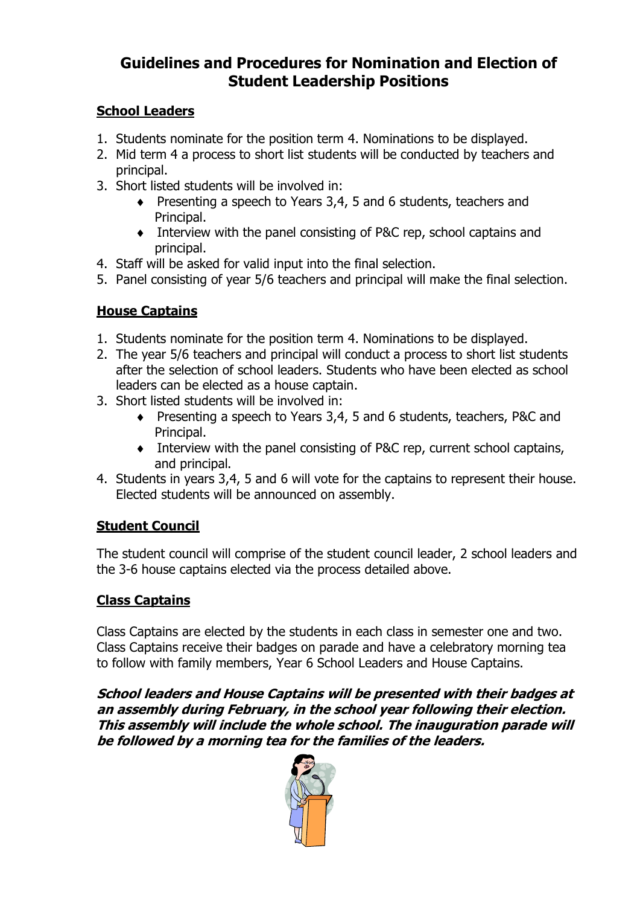# Guidelines and Procedures for Nomination and Election of Student Leadership Positions

## School Leaders

1. Students nominate for the position term 4. Nominations to be displayed.
2. Mid term 4 a process to short list students will be conducted by teachers and principal.
3. Short listed students will be involved in:
   - Presenting a speech to Years 3,4, 5 and 6 students, teachers and Principal.
   - Interview with the panel consisting of P&C rep, school captains and principal.
4. Staff will be asked for valid input into the final selection.
5. Panel consisting of year 5/6 teachers and principal will make the final selection.

## House Captains

1. Students nominate for the position term 4. Nominations to be displayed.
2. The year 5/6 teachers and principal will conduct a process to short list students after the selection of school leaders. Students who have been elected as school leaders can be elected as a house captain.
3. Short listed students will be involved in:
   - Presenting a speech to Years 3,4, 5 and 6 students, teachers, P&C and Principal.
   - Interview with the panel consisting of P&C rep, current school captains, and principal.
4. Students in years 3,4, 5 and 6 will vote for the captains to represent their house. Elected students will be announced on assembly.

## Student Council

The student council will comprise of the student council leader, 2 school leaders and the 3-6 house captains elected via the process detailed above.

## Class Captains

Class Captains are elected by the students in each class in semester one and two. Class Captains receive their badges on parade and have a celebratory morning tea to follow with family members, Year 6 School Leaders and House Captains.

***School leaders and House Captains will be presented with their badges at an assembly during February, in the school year following their election. This assembly will include the whole school. The inauguration parade will be followed by a morning tea for the families of the leaders.***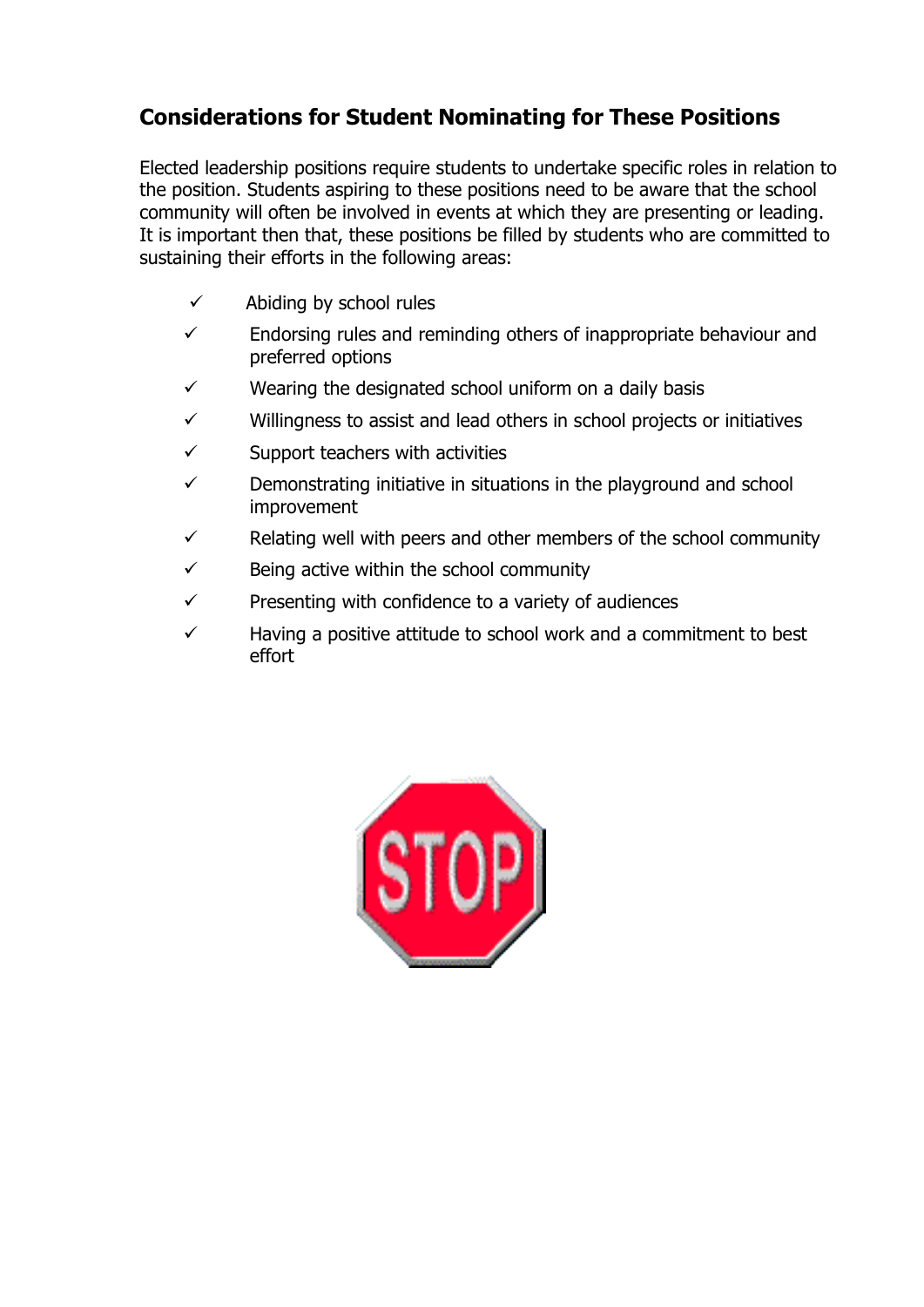## Considerations for Student Nominating for These Positions

Elected leadership positions require students to undertake specific roles in relation to the position. Students aspiring to these positions need to be aware that the school community will often be involved in events at which they are presenting or leading. It is important then that, these positions be filled by students who are committed to sustaining their efforts in the following areas:

- ✓ Abiding by school rules
- ✓ Endorsing rules and reminding others of inappropriate behaviour and preferred options
- ✓ Wearing the designated school uniform on a daily basis
- ✓ Willingness to assist and lead others in school projects or initiatives
- ✓ Support teachers with activities
- ✓ Demonstrating initiative in situations in the playground and school improvement
- ✓ Relating well with peers and other members of the school community
- ✓ Being active within the school community
- ✓ Presenting with confidence to a variety of audiences
- ✓ Having a positive attitude to school work and a commitment to best effort

STOP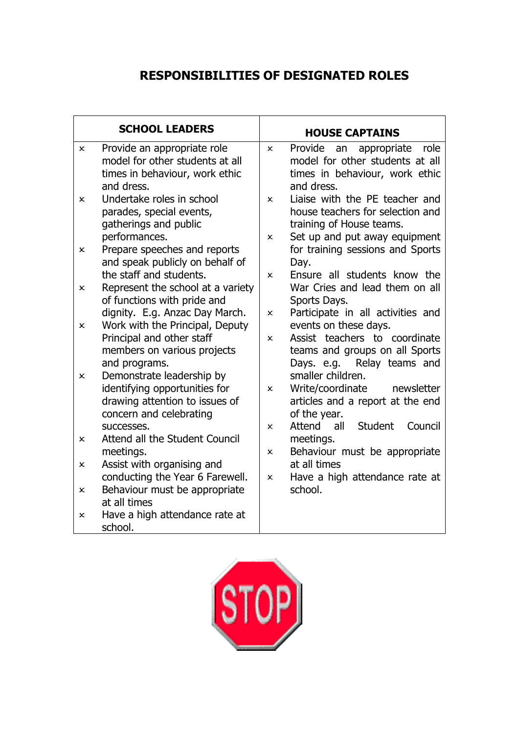# RESPONSIBILITIES OF DESIGNATED ROLES

| SCHOOL LEADERS | HOUSE CAPTAINS |
|---|---|
| <ul><li>Provide an appropriate role model for other students at all times in behaviour, work ethic and dress.</li><li>Undertake roles in school parades, special events, gatherings and public performances.</li><li>Prepare speeches and reports and speak publicly on behalf of the staff and students.</li><li>Represent the school at a variety of functions with pride and dignity. E.g. Anzac Day March.</li><li>Work with the Principal, Deputy Principal and other staff members on various projects and programs.</li><li>Demonstrate leadership by identifying opportunities for drawing attention to issues of concern and celebrating successes.</li><li>Attend all the Student Council meetings.</li><li>Assist with organising and conducting the Year 6 Farewell.</li><li>Behaviour must be appropriate at all times</li><li>Have a high attendance rate at school.</li></ul> | <ul><li>Provide an appropriate role model for other students at all times in behaviour, work ethic and dress.</li><li>Liaise with the PE teacher and house teachers for selection and training of House teams.</li><li>Set up and put away equipment for training sessions and Sports Day.</li><li>Ensure all students know the War Cries and lead them on all Sports Days.</li><li>Participate in all activities and events on these days.</li><li>Assist teachers to coordinate teams and groups on all Sports Days. e.g. Relay teams and smaller children.</li><li>Write/coordinate newsletter articles and a report at the end of the year.</li><li>Attend all Student Council meetings.</li><li>Behaviour must be appropriate at all times</li><li>Have a high attendance rate at school.</li></ul> |

STOP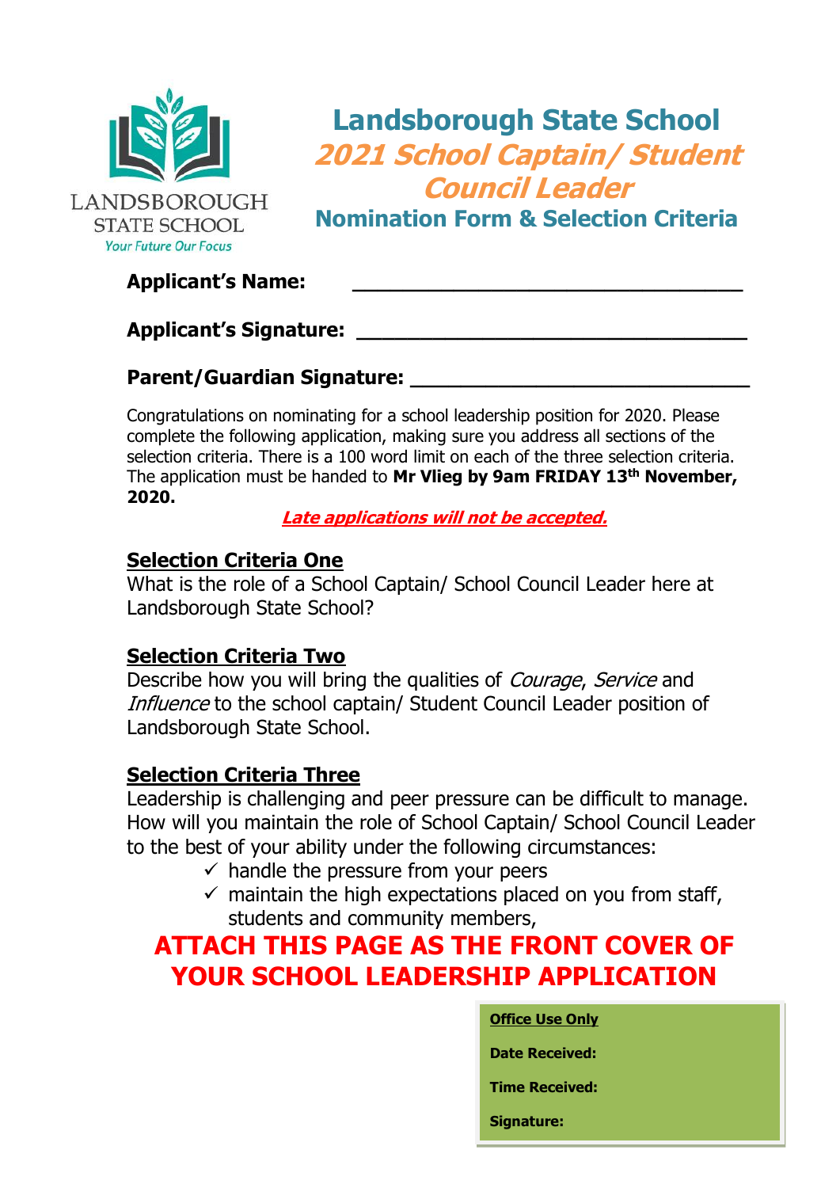LANDSBOROUGH STATE SCHOOL

*Your Future Our Focus*

# Landsborough State School

## *2021 School Captain/ Student Council Leader*

## Nomination Form & Selection Criteria

**Applicant's Name:** ______________________________

**Applicant's Signature:** ______________________________

**Parent/Guardian Signature:** ______________________________

Congratulations on nominating for a school leadership position for 2020. Please complete the following application, making sure you address all sections of the selection criteria. There is a 100 word limit on each of the three selection criteria. The application must be handed to **Mr Vlieg by 9am FRIDAY 13th November, 2020.**

***Late applications will not be accepted.***

### Selection Criteria One

What is the role of a School Captain/ School Council Leader here at Landsborough State School?

### Selection Criteria Two

Describe how you will bring the qualities of *Courage*, *Service* and *Influence* to the school captain/ Student Council Leader position of Landsborough State School.

### Selection Criteria Three

Leadership is challenging and peer pressure can be difficult to manage. How will you maintain the role of School Captain/ School Council Leader to the best of your ability under the following circumstances:

- ✓ handle the pressure from your peers
- ✓ maintain the high expectations placed on you from staff, students and community members,

**ATTACH THIS PAGE AS THE FRONT COVER OF YOUR SCHOOL LEADERSHIP APPLICATION**

**Office Use Only**

**Date Received:**

**Time Received:**

**Signature:**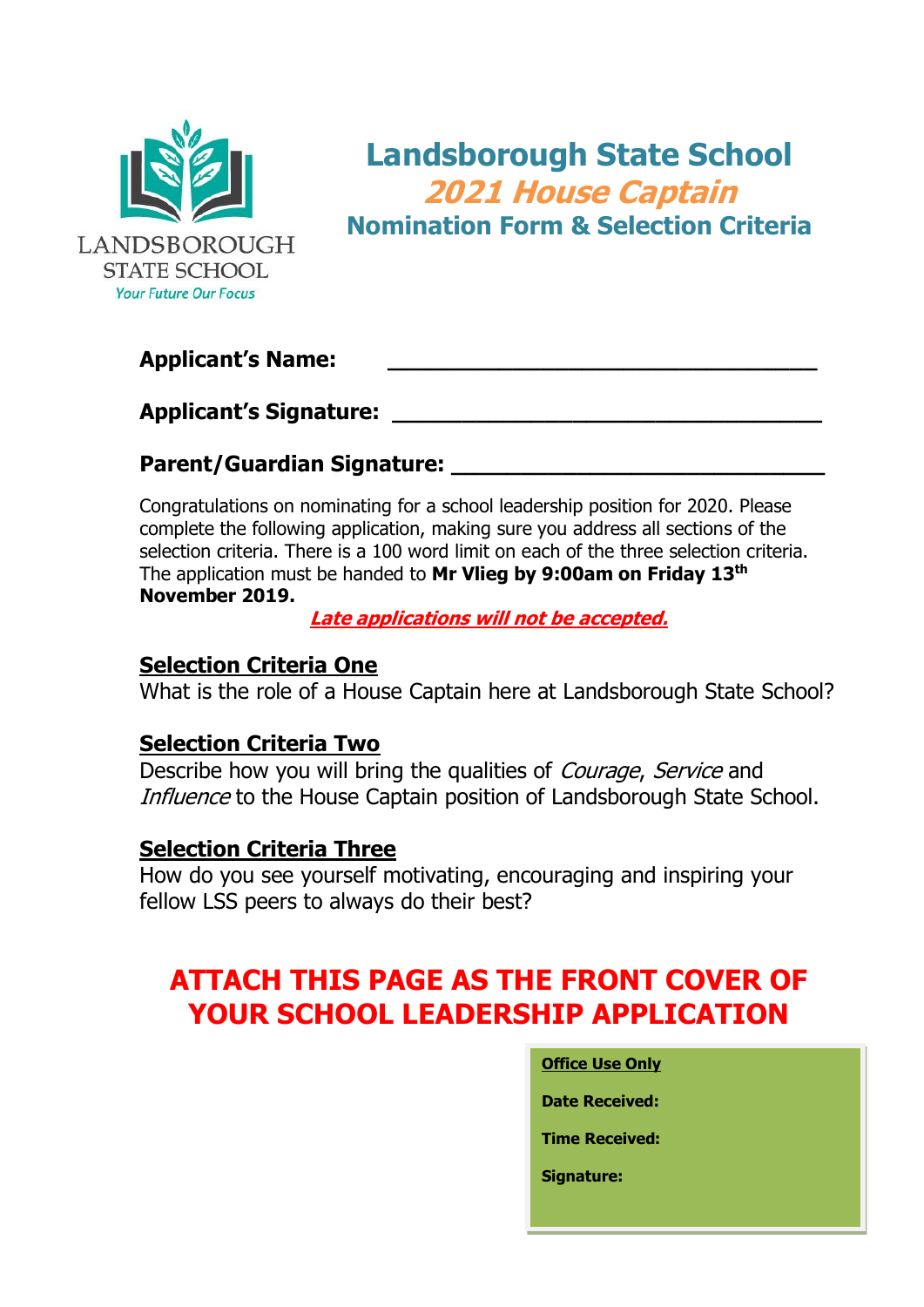LANDSBOROUGH STATE SCHOOL

*Your Future Our Focus*

# Landsborough State School

## *2021 House Captain*

## Nomination Form & Selection Criteria

**Applicant's Name:** ________________________________

**Applicant's Signature:** ________________________________

**Parent/Guardian Signature:** ____________________________

Congratulations on nominating for a school leadership position for 2020. Please complete the following application, making sure you address all sections of the selection criteria. There is a 100 word limit on each of the three selection criteria. The application must be handed to **Mr Vlieg by 9:00am on Friday 13th November 2019.**

***Late applications will not be accepted.***

**Selection Criteria One**

What is the role of a House Captain here at Landsborough State School?

**Selection Criteria Two**

Describe how you will bring the qualities of *Courage*, *Service* and *Influence* to the House Captain position of Landsborough State School.

**Selection Criteria Three**

How do you see yourself motivating, encouraging and inspiring your fellow LSS peers to always do their best?

## ATTACH THIS PAGE AS THE FRONT COVER OF YOUR SCHOOL LEADERSHIP APPLICATION

**Office Use Only**

**Date Received:**

**Time Received:**

**Signature:**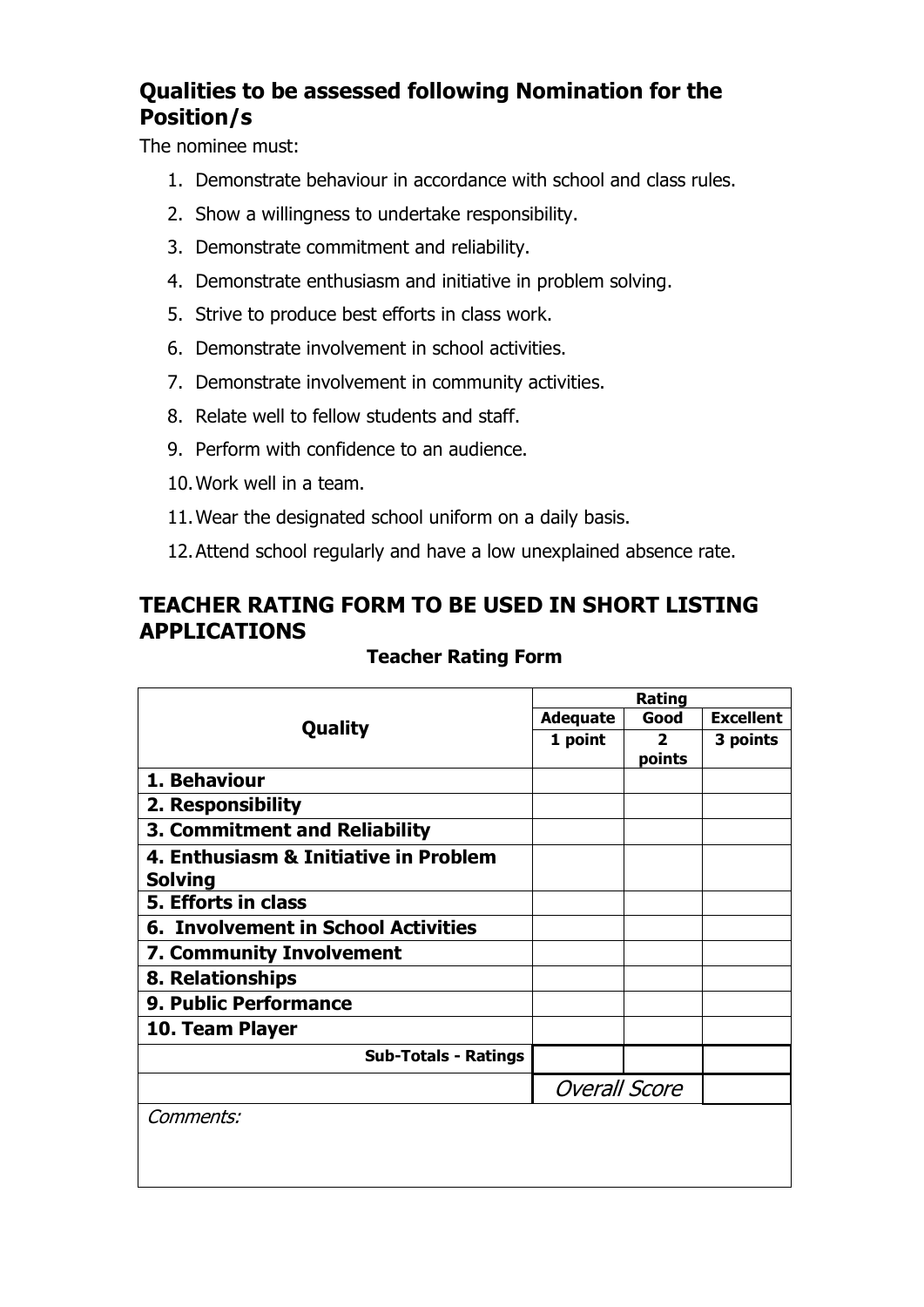## Qualities to be assessed following Nomination for the Position/s

The nominee must:

1. Demonstrate behaviour in accordance with school and class rules.
2. Show a willingness to undertake responsibility.
3. Demonstrate commitment and reliability.
4. Demonstrate enthusiasm and initiative in problem solving.
5. Strive to produce best efforts in class work.
6. Demonstrate involvement in school activities.
7. Demonstrate involvement in community activities.
8. Relate well to fellow students and staff.
9. Perform with confidence to an audience.
10. Work well in a team.
11. Wear the designated school uniform on a daily basis.
12. Attend school regularly and have a low unexplained absence rate.

## TEACHER RATING FORM TO BE USED IN SHORT LISTING APPLICATIONS

**Teacher Rating Form**

| Quality | Rating | | |
|---|---|---|---|
| | **Adequate** | **Good** | **Excellent** |
| | **1 point** | **2 points** | **3 points** |
| **1. Behaviour** | | | |
| **2. Responsibility** | | | |
| **3. Commitment and Reliability** | | | |
| **4. Enthusiasm & Initiative in Problem Solving** | | | |
| **5. Efforts in class** | | | |
| **6. Involvement in School Activities** | | | |
| **7. Community Involvement** | | | |
| **8. Relationships** | | | |
| **9. Public Performance** | | | |
| **10. Team Player** | | | |
| **Sub-Totals - Ratings** | | | |
| | *Overall Score* | | |
| *Comments:* | | | |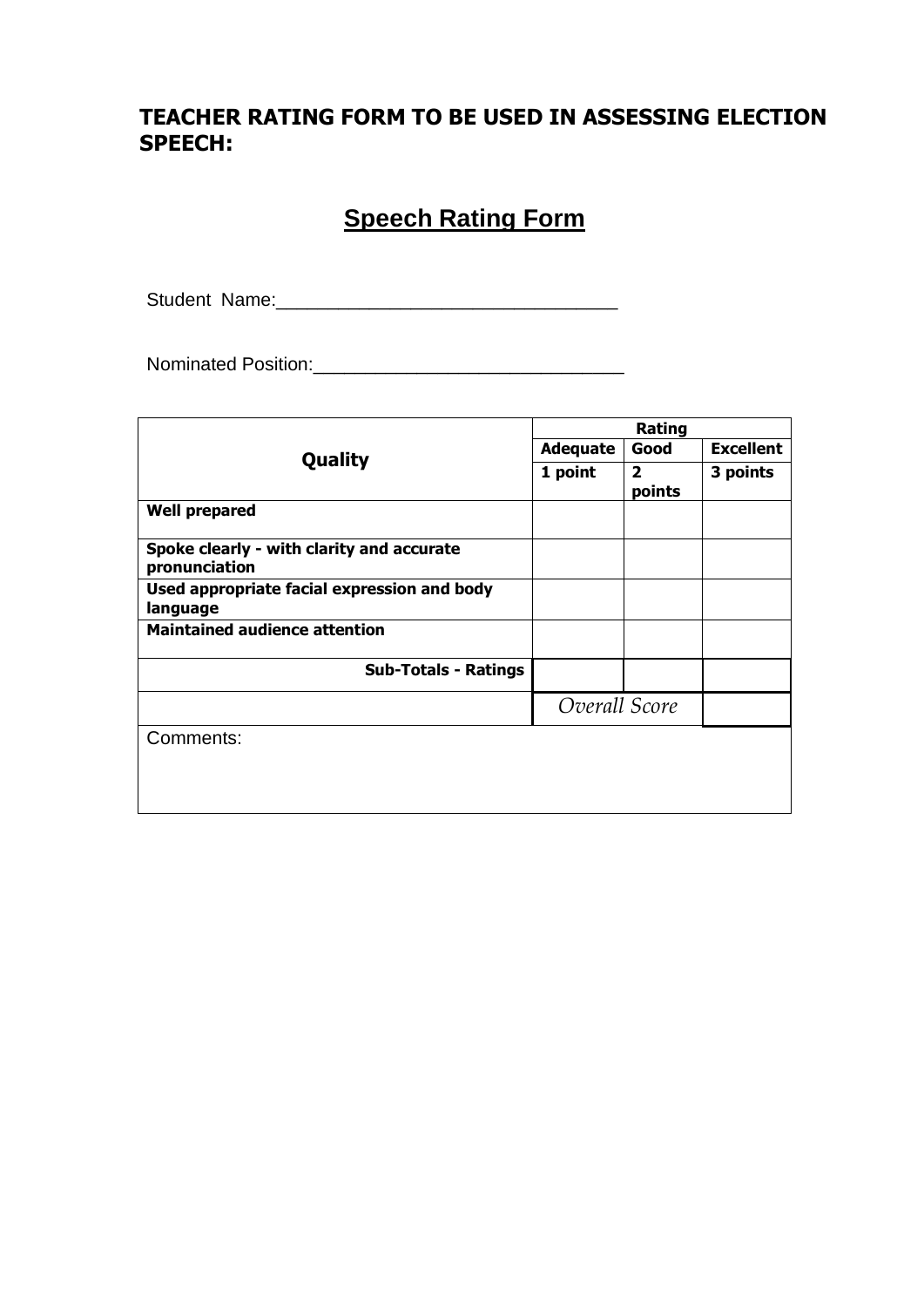## TEACHER RATING FORM TO BE USED IN ASSESSING ELECTION SPEECH:

# Speech Rating Form

Student Name:________________________________

Nominated Position:_____________________________

| Quality | Rating | | |
|---|---|---|---|
| | Adequate | Good | Excellent |
| | 1 point | 2 points | 3 points |
| **Well prepared** | | | |
| **Spoke clearly - with clarity and accurate pronunciation** | | | |
| **Used appropriate facial expression and body language** | | | |
| **Maintained audience attention** | | | |
| **Sub-Totals - Ratings** | | | |
| | *Overall Score* | | |
| Comments: | | | |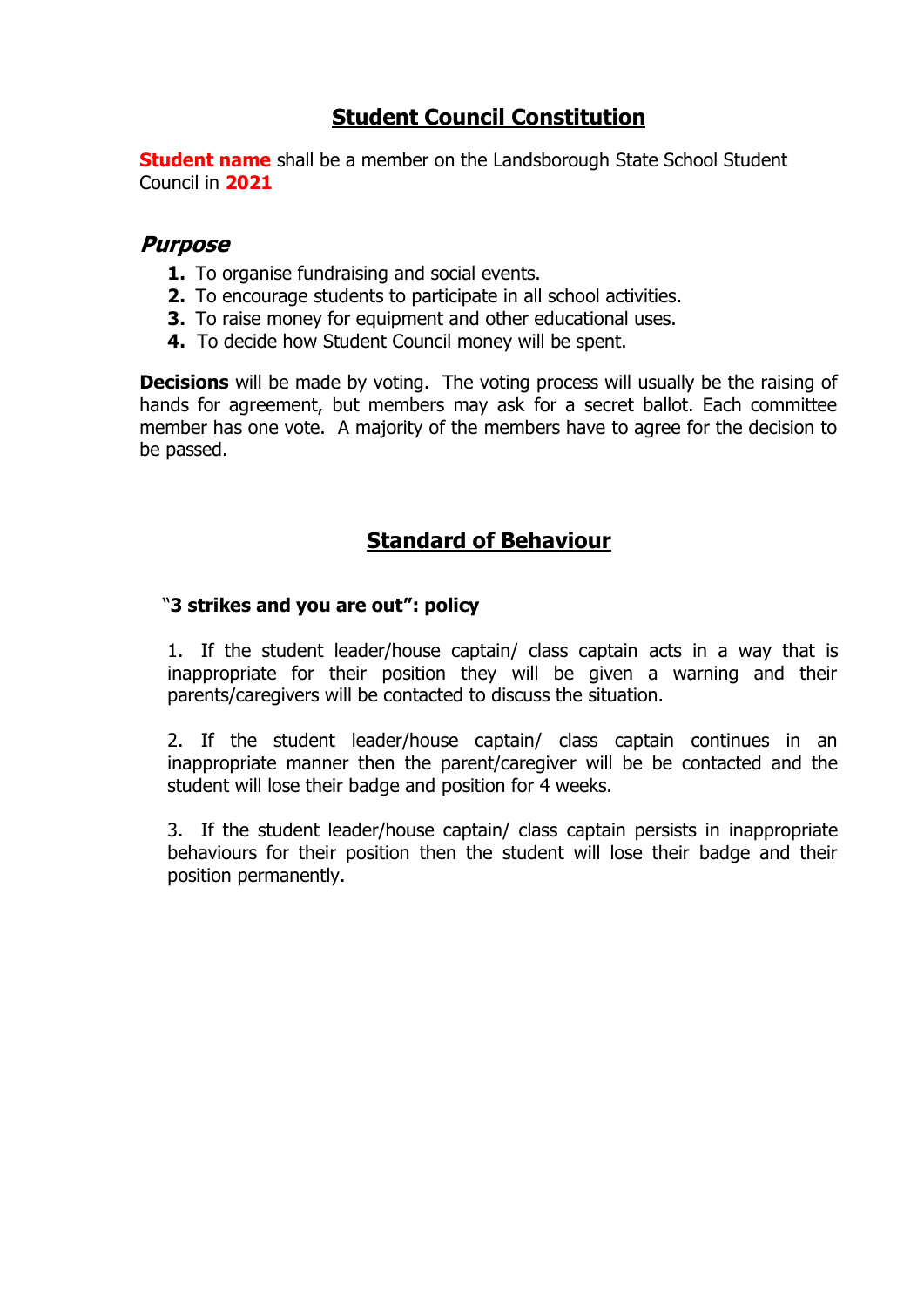# Student Council Constitution

**Student name** shall be a member on the Landsborough State School Student Council in **2021**

## *Purpose*

1. To organise fundraising and social events.
2. To encourage students to participate in all school activities.
3. To raise money for equipment and other educational uses.
4. To decide how Student Council money will be spent.

**Decisions** will be made by voting. The voting process will usually be the raising of hands for agreement, but members may ask for a secret ballot. Each committee member has one vote. A majority of the members have to agree for the decision to be passed.

# Standard of Behaviour

**"3 strikes and you are out": policy**

1. If the student leader/house captain/ class captain acts in a way that is inappropriate for their position they will be given a warning and their parents/caregivers will be contacted to discuss the situation.

2. If the student leader/house captain/ class captain continues in an inappropriate manner then the parent/caregiver will be be contacted and the student will lose their badge and position for 4 weeks.

3. If the student leader/house captain/ class captain persists in inappropriate behaviours for their position then the student will lose their badge and their position permanently.